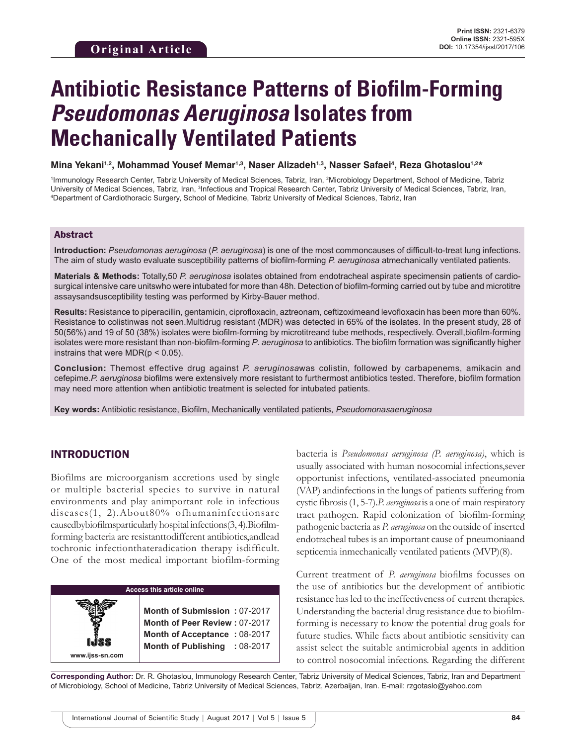Original Article

# Antibiotic Resistance Patterns of Biofilm-Forming *Pseudomonas Aeruginosa* Isolates from Mechanically Ventilated Patients

**Mina Yekani[1,2], Mohammad Yousef Memar[1,3], Naser Alizadeh[1,3], Nasser Safaei[4], Reza Ghotaslou[1,2]***

[1]Immunology Research Center, Tabriz University of Medical Sciences, Tabriz, Iran, [2]Microbiology Department, School of Medicine, Tabriz University of Medical Sciences, Tabriz, Iran, [3]Infectious and Tropical Research Center, Tabriz University of Medical Sciences, Tabriz, Iran, [4]Department of Cardiothoracic Surgery, School of Medicine, Tabriz University of Medical Sciences, Tabriz, Iran

## Abstract

**Introduction:** *Pseudomonas aeruginosa* (*P. aeruginosa*) is one of the most commoncauses of difficult-to-treat lung infections. The aim of study wasto evaluate susceptibility patterns of biofilm-forming *P. aeruginosa* atmechanically ventilated patients.

**Materials & Methods:** Totally,50 *P. aeruginosa* isolates obtained from endotracheal aspirate specimensin patients of cardio-surgical intensive care unitswho were intubated for more than 48h. Detection of biofilm-forming carried out by tube and microtitre assaysandsusceptibility testing was performed by Kirby-Bauer method.

**Results:** Resistance to piperacillin, gentamicin, ciprofloxacin, aztreonam, ceftizoximeand levofloxacin has been more than 60%. Resistance to colistinwas not seen.Multidrug resistant (MDR) was detected in 65% of the isolates. In the present study, 28 of 50(56%) and 19 of 50 (38%) isolates were biofilm-forming by microtitreand tube methods, respectively. Overall,biofilm-forming isolates were more resistant than non-biofilm-forming *P. aeruginosa* to antibiotics. The biofilm formation was significantly higher instrains that were MDR($p < 0.05$).

**Conclusion:** Themost effective drug against *P. aeruginosa*was colistin, followed by carbapenems, amikacin and cefepime.*P. aeruginosa* biofilms were extensively more resistant to furthermost antibiotics tested. Therefore, biofilm formation may need more attention when antibiotic treatment is selected for intubated patients.

**Key words:** Antibiotic resistance, Biofilm, Mechanically ventilated patients, *Pseudomonasaeruginosa*

## INTRODUCTION

Biofilms are microorganism accretions used by single or multiple bacterial species to survive in natural environments and play animportant role in infectious diseases(1, 2).About80% ofhumaninfectionsare causedbybiofilmsparticularly hospital infections(3, 4).Biofilm-forming bacteria are resistanttodifferent antibiotics,andlead tochronic infectionthateradication therapy isdifficult. One of the most medical important biofilm-forming bacteria is *Pseudomonas aeruginosa (P. aeruginosa)*, which is usually associated with human nosocomial infections,sever opportunist infections, ventilated-associated pneumonia (VAP) andinfections in the lungs of patients suffering from cystic fibrosis (1, 5-7).*P. aeruginosa* is a one of main respiratory tract pathogen. Rapid colonization of biofilm-forming pathogenic bacteria as *P. aeruginosa* on the outside of inserted endotracheal tubes is an important cause of pneumoniaand septicemia inmechanically ventilated patients (MVP)(8).

Current treatment of *P. aeruginosa* biofilms focusses on the use of antibiotics but the development of antibiotic resistance has led to the ineffectiveness of current therapies. Understanding the bacterial drug resistance due to biofilm-forming is necessary to know the potential drug goals for future studies. While facts about antibiotic sensitivity can assist select the suitable antimicrobial agents in addition to control nosocomial infections. Regarding the different

| Access this article online | |
|---|---|
| www.ijss-sn.com | **Month of Submission :** 07-2017<br>**Month of Peer Review :** 07-2017<br>**Month of Acceptance :** 08-2017<br>**Month of Publishing :** 08-2017 |

**Corresponding Author:** Dr. R. Ghotaslou, Immunology Research Center, Tabriz University of Medical Sciences, Tabriz, Iran and Department of Microbiology, School of Medicine, Tabriz University of Medical Sciences, Tabriz, Azerbaijan, Iran. E-mail: rzgotaslo@yahoo.com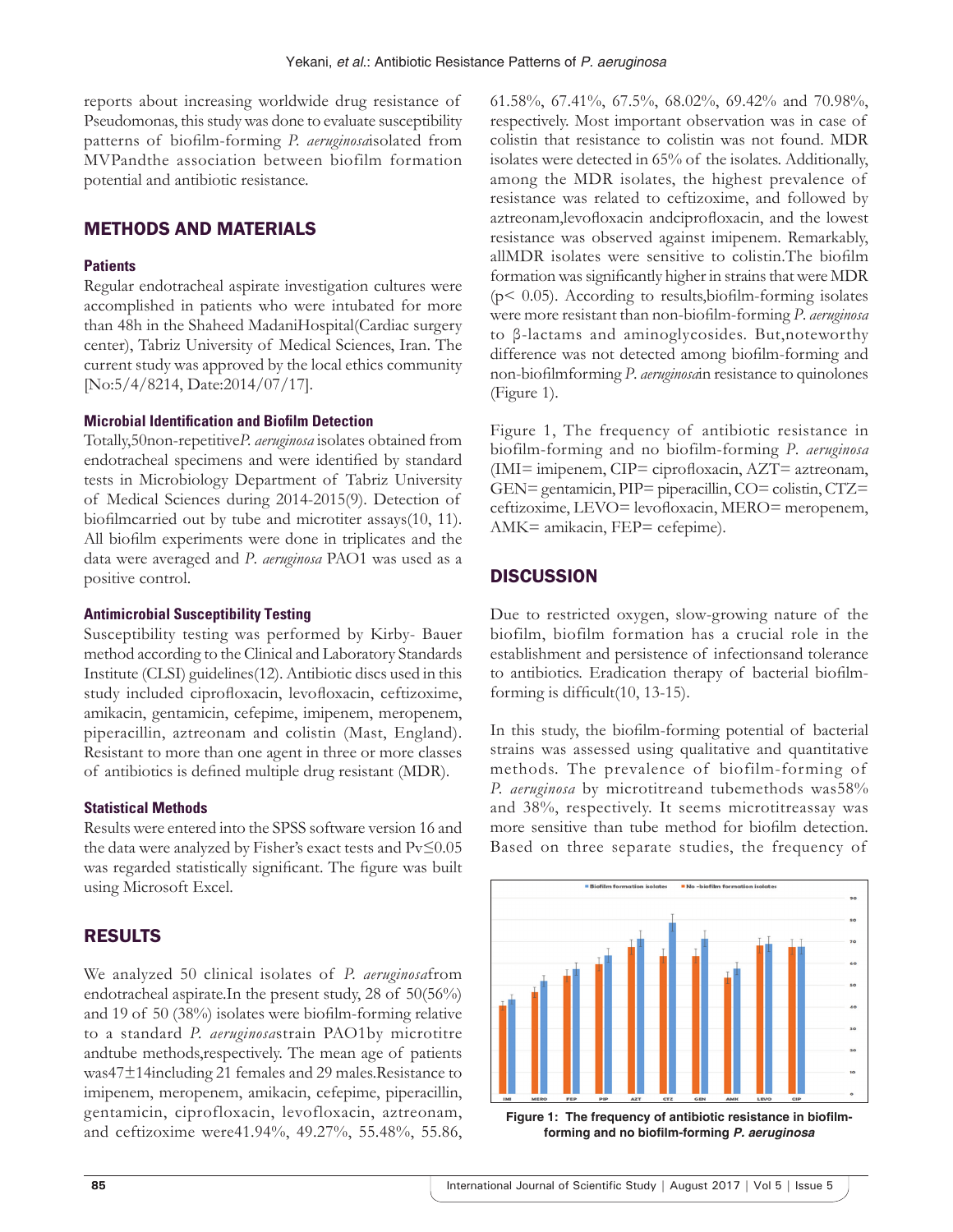reports about increasing worldwide drug resistance of Pseudomonas, this study was done to evaluate susceptibility patterns of biofilm-forming *P. aeruginosa*isolated from MVPandthe association between biofilm formation potential and antibiotic resistance.

## METHODS AND MATERIALS

### Patients

Regular endotracheal aspirate investigation cultures were accomplished in patients who were intubated for more than 48h in the Shaheed MadaniHospital(Cardiac surgery center), Tabriz University of Medical Sciences, Iran. The current study was approved by the local ethics community [No:5/4/8214, Date:2014/07/17].

### Microbial Identification and Biofilm Detection

Totally,50non-repetitive*P. aeruginosa* isolates obtained from endotracheal specimens and were identified by standard tests in Microbiology Department of Tabriz University of Medical Sciences during 2014-2015(9). Detection of biofilmcarried out by tube and microtiter assays(10, 11). All biofilm experiments were done in triplicates and the data were averaged and *P. aeruginosa* PAO1 was used as a positive control.

### Antimicrobial Susceptibility Testing

Susceptibility testing was performed by Kirby- Bauer method according to the Clinical and Laboratory Standards Institute (CLSI) guidelines(12). Antibiotic discs used in this study included ciprofloxacin, levofloxacin, ceftizoxime, amikacin, gentamicin, cefepime, imipenem, meropenem, piperacillin, aztreonam and colistin (Mast, England). Resistant to more than one agent in three or more classes of antibiotics is defined multiple drug resistant (MDR).

### Statistical Methods

Results were entered into the SPSS software version 16 and the data were analyzed by Fisher's exact tests and Pv≤0.05 was regarded statistically significant. The figure was built using Microsoft Excel.

## RESULTS

We analyzed 50 clinical isolates of *P. aeruginosa*from endotracheal aspirate.In the present study, 28 of 50(56%) and 19 of 50 (38%) isolates were biofilm-forming relative to a standard *P. aeruginosa*strain PAO1by microtitre andtube methods,respectively. The mean age of patients was47±14including 21 females and 29 males.Resistance to imipenem, meropenem, amikacin, cefepime, piperacillin, gentamicin, ciprofloxacin, levofloxacin, aztreonam, and ceftizoxime were41.94%, 49.27%, 55.48%, 55.86, 61.58%, 67.41%, 67.5%, 68.02%, 69.42% and 70.98%, respectively. Most important observation was in case of colistin that resistance to colistin was not found. MDR isolates were detected in 65% of the isolates. Additionally, among the MDR isolates, the highest prevalence of resistance was related to ceftizoxime, and followed by aztreonam,levofloxacin andciprofloxacin, and the lowest resistance was observed against imipenem. Remarkably, allMDR isolates were sensitive to colistin.The biofilm formation was significantly higher in strains that were MDR ($p< 0.05$). According to results,biofilm-forming isolates were more resistant than non-biofilm-forming *P. aeruginosa* to β-lactams and aminoglycosides. But,noteworthy difference was not detected among biofilm-forming and non-biofilmforming *P. aeruginosa*in resistance to quinolones (Figure 1).

Figure 1, The frequency of antibiotic resistance in biofilm-forming and no biofilm-forming *P. aeruginosa* (IMI= imipenem, CIP= ciprofloxacin, AZT= aztreonam, GEN= gentamicin, PIP= piperacillin, CO= colistin, CTZ= ceftizoxime, LEVO= levofloxacin, MERO= meropenem, AMK= amikacin, FEP= cefepime).

## DISCUSSION

Due to restricted oxygen, slow-growing nature of the biofilm, biofilm formation has a crucial role in the establishment and persistence of infectionsand tolerance to antibiotics. Eradication therapy of bacterial biofilm-forming is difficult(10, 13-15).

In this study, the biofilm-forming potential of bacterial strains was assessed using qualitative and quantitative methods. The prevalence of biofilm-forming of *P. aeruginosa* by microtitreand tubemethods was58% and 38%, respectively. It seems microtitreassay was more sensitive than tube method for biofilm detection. Based on three separate studies, the frequency of

**Figure 1: The frequency of antibiotic resistance in biofilm-forming and no biofilm-forming *P. aeruginosa***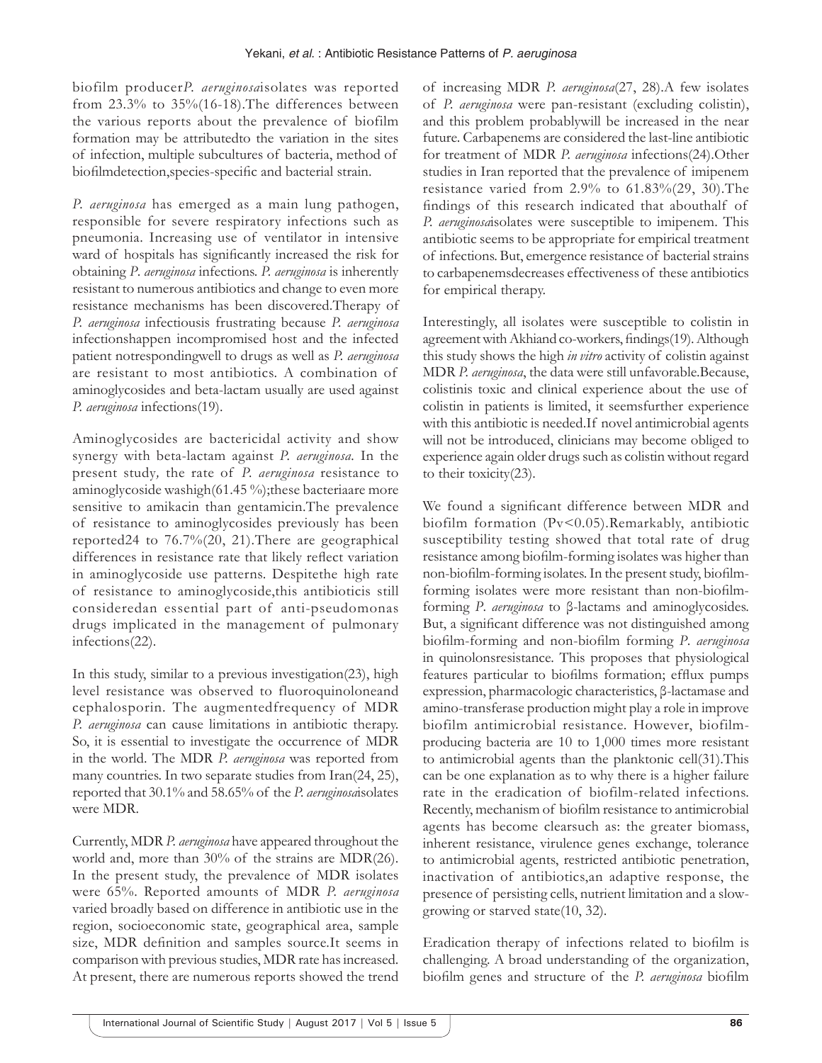biofilm producer *P. aeruginosa* isolates was reported from 23.3% to 35%(16-18). The differences between the various reports about the prevalence of biofilm formation may be attributed to the variation in the sites of infection, multiple subcultures of bacteria, method of biofilm detection, species-specific and bacterial strain.

*P. aeruginosa* has emerged as a main lung pathogen, responsible for severe respiratory infections such as pneumonia. Increasing use of ventilator in intensive ward of hospitals has significantly increased the risk for obtaining *P. aeruginosa* infections. *P. aeruginosa* is inherently resistant to numerous antibiotics and change to even more resistance mechanisms has been discovered. Therapy of *P. aeruginosa* infectious is frustrating because *P. aeruginosa* infections happen in compromised host and the infected patient not responding well to drugs as well as *P. aeruginosa* are resistant to most antibiotics. A combination of aminoglycosides and beta-lactam usually are used against *P. aeruginosa* infections(19).

Aminoglycosides are bactericidal activity and show synergy with beta-lactam against *P. aeruginosa*. In the present study, the rate of *P. aeruginosa* resistance to aminoglycoside was high(61.45 %); these bacteria are more sensitive to amikacin than gentamicin. The prevalence of resistance to aminoglycosides previously has been reported 24 to 76.7%(20, 21). There are geographical differences in resistance rate that likely reflect variation in aminoglycoside use patterns. Despite the high rate of resistance to aminoglycoside, this antibiotic is still considered an essential part of anti-pseudomonas drugs implicated in the management of pulmonary infections(22).

In this study, similar to a previous investigation(23), high level resistance was observed to fluoroquinolone and cephalosporin. The augmented frequency of MDR *P. aeruginosa* can cause limitations in antibiotic therapy. So, it is essential to investigate the occurrence of MDR in the world. The MDR *P. aeruginosa* was reported from many countries. In two separate studies from Iran(24, 25), reported that 30.1% and 58.65% of the *P. aeruginosa* isolates were MDR.

Currently, MDR *P. aeruginosa* have appeared throughout the world and, more than 30% of the strains are MDR(26). In the present study, the prevalence of MDR isolates were 65%. Reported amounts of MDR *P. aeruginosa* varied broadly based on difference in antibiotic use in the region, socioeconomic state, geographical area, sample size, MDR definition and samples source. It seems in comparison with previous studies, MDR rate has increased. At present, there are numerous reports showed the trend of increasing MDR *P. aeruginosa*(27, 28). A few isolates of *P. aeruginosa* were pan-resistant (excluding colistin), and this problem probably will be increased in the near future. Carbapenems are considered the last-line antibiotic for treatment of MDR *P. aeruginosa* infections(24). Other studies in Iran reported that the prevalence of imipenem resistance varied from 2.9% to 61.83%(29, 30). The findings of this research indicated that about half of *P. aeruginosa* isolates were susceptible to imipenem. This antibiotic seems to be appropriate for empirical treatment of infections. But, emergence resistance of bacterial strains to carbapenems decreases effectiveness of these antibiotics for empirical therapy.

Interestingly, all isolates were susceptible to colistin in agreement with Akhi and co-workers, findings(19). Although this study shows the high *in vitro* activity of colistin against MDR *P. aeruginosa*, the data were still unfavorable. Because, colistin is toxic and clinical experience about the use of colistin in patients is limited, it seems further experience with this antibiotic is needed. If novel antimicrobial agents will not be introduced, clinicians may become obliged to experience again older drugs such as colistin without regard to their toxicity(23).

We found a significant difference between MDR and biofilm formation ($Pv<0.05$). Remarkably, antibiotic susceptibility testing showed that total rate of drug resistance among biofilm-forming isolates was higher than non-biofilm-forming isolates. In the present study, biofilm-forming isolates were more resistant than non-biofilm-forming *P. aeruginosa* to β-lactams and aminoglycosides. But, a significant difference was not distinguished among biofilm-forming and non-biofilm forming *P. aeruginosa* in quinolons resistance. This proposes that physiological features particular to biofilms formation; efflux pumps expression, pharmacologic characteristics, β-lactamase and amino-transferase production might play a role in improve biofilm antimicrobial resistance. However, biofilm-producing bacteria are 10 to 1,000 times more resistant to antimicrobial agents than the planktonic cell(31). This can be one explanation as to why there is a higher failure rate in the eradication of biofilm-related infections. Recently, mechanism of biofilm resistance to antimicrobial agents has become clear such as: the greater biomass, inherent resistance, virulence genes exchange, tolerance to antimicrobial agents, restricted antibiotic penetration, inactivation of antibiotics, an adaptive response, the presence of persisting cells, nutrient limitation and a slow-growing or starved state(10, 32).

Eradication therapy of infections related to biofilm is challenging. A broad understanding of the organization, biofilm genes and structure of the *P. aeruginosa* biofilm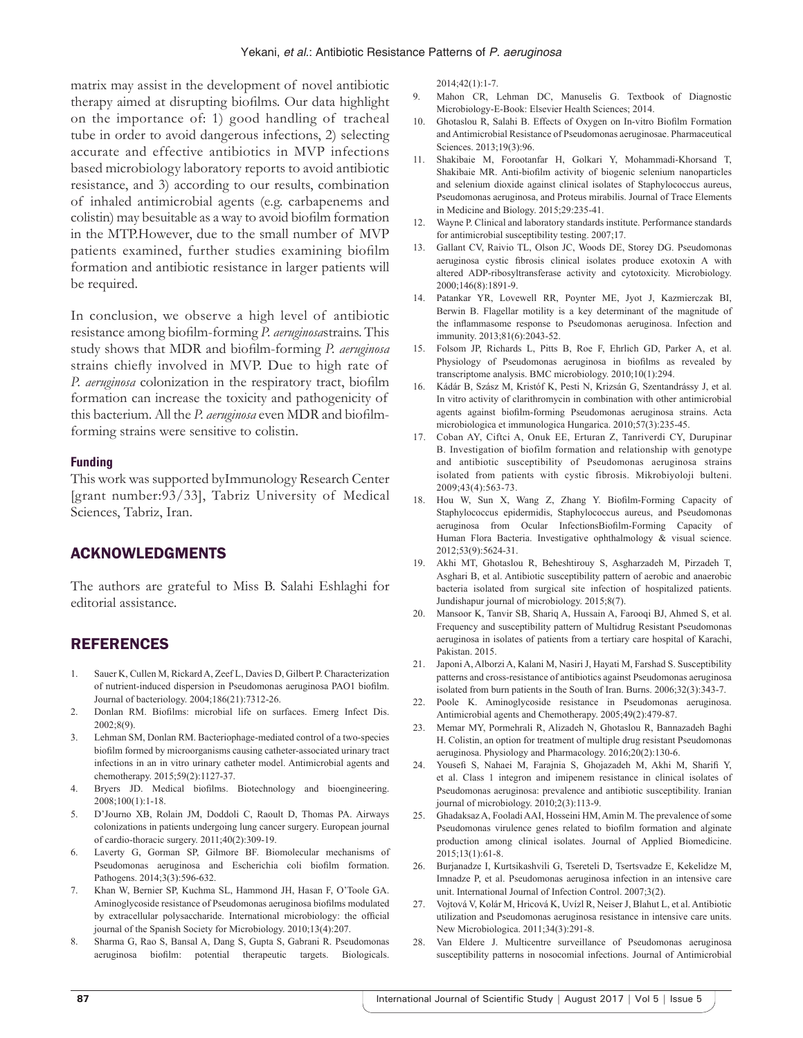matrix may assist in the development of novel antibiotic therapy aimed at disrupting biofilms. Our data highlight on the importance of: 1) good handling of tracheal tube in order to avoid dangerous infections, 2) selecting accurate and effective antibiotics in MVP infections based microbiology laboratory reports to avoid antibiotic resistance, and 3) according to our results, combination of inhaled antimicrobial agents (e.g. carbapenems and colistin) may besuitable as a way to avoid biofilm formation in the MTP.However, due to the small number of MVP patients examined, further studies examining biofilm formation and antibiotic resistance in larger patients will be required.

In conclusion, we observe a high level of antibiotic resistance among biofilm-forming *P. aeruginosa*strains. This study shows that MDR and biofilm-forming *P. aeruginosa* strains chiefly involved in MVP. Due to high rate of *P. aeruginosa* colonization in the respiratory tract, biofilm formation can increase the toxicity and pathogenicity of this bacterium. All the *P. aeruginosa* even MDR and biofilm-forming strains were sensitive to colistin.

### Funding

This work was supported byImmunology Research Center [grant number:93/33], Tabriz University of Medical Sciences, Tabriz, Iran.

## ACKNOWLEDGMENTS

The authors are grateful to Miss B. Salahi Eshlaghi for editorial assistance.

## REFERENCES

1. Sauer K, Cullen M, Rickard A, Zeef L, Davies D, Gilbert P. Characterization of nutrient-induced dispersion in Pseudomonas aeruginosa PAO1 biofilm. Journal of bacteriology. 2004;186(21):7312-26.
2. Donlan RM. Biofilms: microbial life on surfaces. Emerg Infect Dis. 2002;8(9).
3. Lehman SM, Donlan RM. Bacteriophage-mediated control of a two-species biofilm formed by microorganisms causing catheter-associated urinary tract infections in an in vitro urinary catheter model. Antimicrobial agents and chemotherapy. 2015;59(2):1127-37.
4. Bryers JD. Medical biofilms. Biotechnology and bioengineering. 2008;100(1):1-18.
5. D'Journo XB, Rolain JM, Doddoli C, Raoult D, Thomas PA. Airways colonizations in patients undergoing lung cancer surgery. European journal of cardio-thoracic surgery. 2011;40(2):309-19.
6. Laverty G, Gorman SP, Gilmore BF. Biomolecular mechanisms of Pseudomonas aeruginosa and Escherichia coli biofilm formation. Pathogens. 2014;3(3):596-632.
7. Khan W, Bernier SP, Kuchma SL, Hammond JH, Hasan F, O'Toole GA. Aminoglycoside resistance of Pseudomonas aeruginosa biofilms modulated by extracellular polysaccharide. International microbiology: the official journal of the Spanish Society for Microbiology. 2010;13(4):207.
8. Sharma G, Rao S, Bansal A, Dang S, Gupta S, Gabrani R. Pseudomonas aeruginosa biofilm: potential therapeutic targets. Biologicals. 2014;42(1):1-7.
9. Mahon CR, Lehman DC, Manuselis G. Textbook of Diagnostic Microbiology-E-Book: Elsevier Health Sciences; 2014.
10. Ghotaslou R, Salahi B. Effects of Oxygen on In-vitro Biofilm Formation and Antimicrobial Resistance of Pseudomonas aeruginosae. Pharmaceutical Sciences. 2013;19(3):96.
11. Shakibaie M, Forootanfar H, Golkari Y, Mohammadi-Khorsand T, Shakibaie MR. Anti-biofilm activity of biogenic selenium nanoparticles and selenium dioxide against clinical isolates of Staphylococcus aureus, Pseudomonas aeruginosa, and Proteus mirabilis. Journal of Trace Elements in Medicine and Biology. 2015;29:235-41.
12. Wayne P. Clinical and laboratory standards institute. Performance standards for antimicrobial susceptibility testing. 2007;17.
13. Gallant CV, Raivio TL, Olson JC, Woods DE, Storey DG. Pseudomonas aeruginosa cystic fibrosis clinical isolates produce exotoxin A with altered ADP-ribosyltransferase activity and cytotoxicity. Microbiology. 2000;146(8):1891-9.
14. Patankar YR, Lovewell RR, Poynter ME, Jyot J, Kazmierczak BI, Berwin B. Flagellar motility is a key determinant of the magnitude of the inflammasome response to Pseudomonas aeruginosa. Infection and immunity. 2013;81(6):2043-52.
15. Folsom JP, Richards L, Pitts B, Roe F, Ehrlich GD, Parker A, et al. Physiology of Pseudomonas aeruginosa in biofilms as revealed by transcriptome analysis. BMC microbiology. 2010;10(1):294.
16. Kádár B, Szász M, Kristóf K, Pesti N, Krizsán G, Szentandrássy J, et al. In vitro activity of clarithromycin in combination with other antimicrobial agents against biofilm-forming Pseudomonas aeruginosa strains. Acta microbiologica et immunologica Hungarica. 2010;57(3):235-45.
17. Coban AY, Ciftci A, Onuk EE, Erturan Z, Tanriverdi CY, Durupinar B. Investigation of biofilm formation and relationship with genotype and antibiotic susceptibility of Pseudomonas aeruginosa strains isolated from patients with cystic fibrosis. Mikrobiyoloji bulteni. 2009;43(4):563-73.
18. Hou W, Sun X, Wang Z, Zhang Y. Biofilm-Forming Capacity of Staphylococcus epidermidis, Staphylococcus aureus, and Pseudomonas aeruginosa from Ocular InfectionsBiofilm-Forming Capacity of Human Flora Bacteria. Investigative ophthalmology & visual science. 2012;53(9):5624-31.
19. Akhi MT, Ghotaslou R, Beheshtirouy S, Asgharzadeh M, Pirzadeh T, Asghari B, et al. Antibiotic susceptibility pattern of aerobic and anaerobic bacteria isolated from surgical site infection of hospitalized patients. Jundishapur journal of microbiology. 2015;8(7).
20. Mansoor K, Tanvir SB, Shariq A, Hussain A, Farooqi BJ, Ahmed S, et al. Frequency and susceptibility pattern of Multidrug Resistant Pseudomonas aeruginosa in isolates of patients from a tertiary care hospital of Karachi, Pakistan. 2015.
21. Japoni A, Alborzi A, Kalani M, Nasiri J, Hayati M, Farshad S. Susceptibility patterns and cross-resistance of antibiotics against Pseudomonas aeruginosa isolated from burn patients in the South of Iran. Burns. 2006;32(3):343-7.
22. Poole K. Aminoglycoside resistance in Pseudomonas aeruginosa. Antimicrobial agents and Chemotherapy. 2005;49(2):479-87.
23. Memar MY, Pormehrali R, Alizadeh N, Ghotaslou R, Bannazadeh Baghi H. Colistin, an option for treatment of multiple drug resistant Pseudomonas aeruginosa. Physiology and Pharmacology. 2016;20(2):130-6.
24. Yousefi S, Nahaei M, Farajnia S, Ghojazadeh M, Akhi M, Sharifi Y, et al. Class 1 integron and imipenem resistance in clinical isolates of Pseudomonas aeruginosa: prevalence and antibiotic susceptibility. Iranian journal of microbiology. 2010;2(3):113-9.
25. Ghadaksaz A, Fooladi AAI, Hosseini HM, Amin M. The prevalence of some Pseudomonas virulence genes related to biofilm formation and alginate production among clinical isolates. Journal of Applied Biomedicine. 2015;13(1):61-8.
26. Burjanadze I, Kurtsikashvili G, Tsereteli D, Tsertsvadze E, Kekelidze M, Imnadze P, et al. Pseudomonas aeruginosa infection in an intensive care unit. International Journal of Infection Control. 2007;3(2).
27. Vojtová V, Kolár M, Hricová K, Uvízl R, Neiser J, Blahut L, et al. Antibiotic utilization and Pseudomonas aeruginosa resistance in intensive care units. New Microbiologica. 2011;34(3):291-8.
28. Van Eldere J. Multicentre surveillance of Pseudomonas aeruginosa susceptibility patterns in nosocomial infections. Journal of Antimicrobial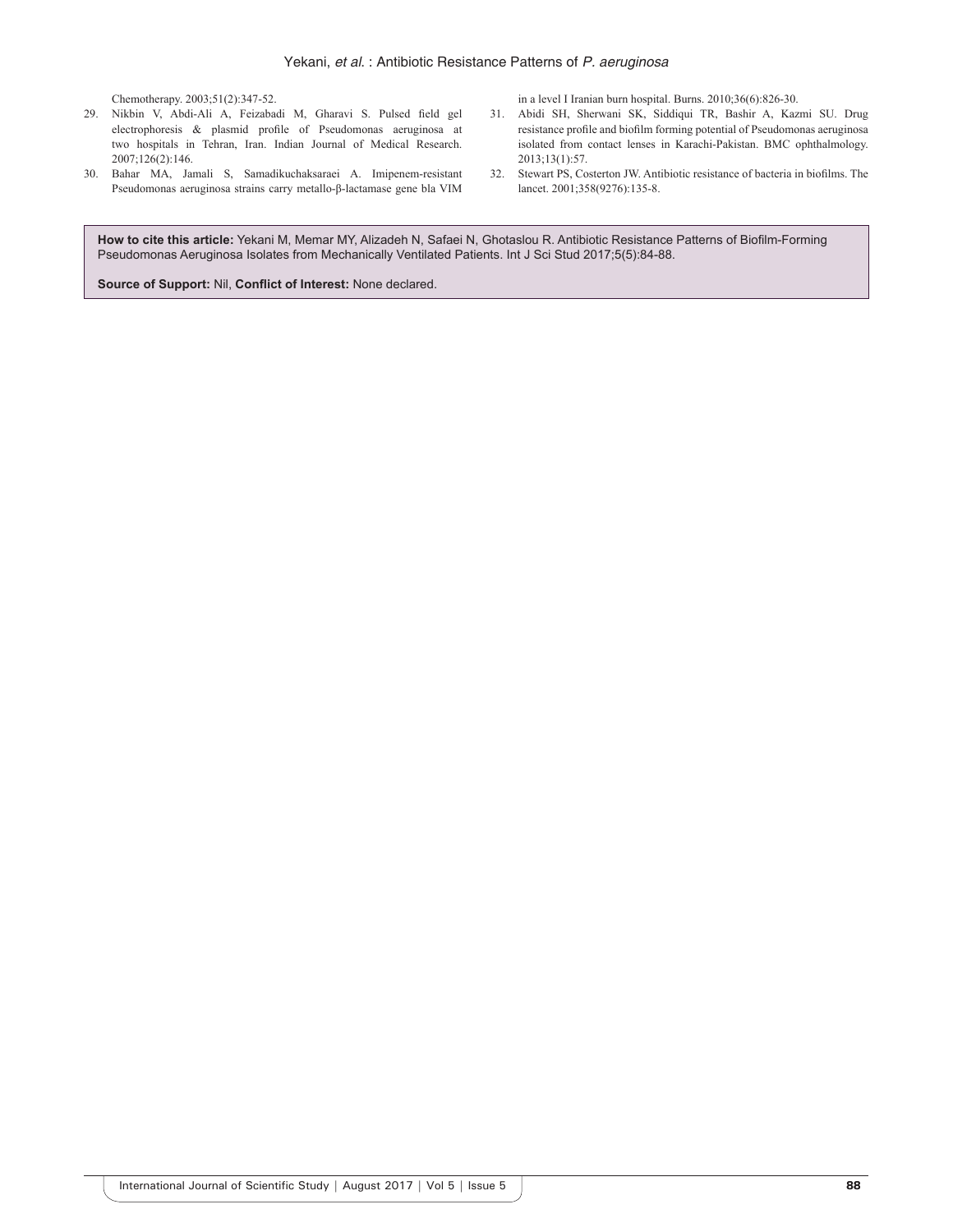Chemotherapy. 2003;51(2):347-52.

29. Nikbin V, Abdi-Ali A, Feizabadi M, Gharavi S. Pulsed field gel electrophoresis & plasmid profile of Pseudomonas aeruginosa at two hospitals in Tehran, Iran. Indian Journal of Medical Research. 2007;126(2):146.
30. Bahar MA, Jamali S, Samadikuchaksaraei A. Imipenem-resistant Pseudomonas aeruginosa strains carry metallo-β-lactamase gene bla VIM in a level I Iranian burn hospital. Burns. 2010;36(6):826-30.
31. Abidi SH, Sherwani SK, Siddiqui TR, Bashir A, Kazmi SU. Drug resistance profile and biofilm forming potential of Pseudomonas aeruginosa isolated from contact lenses in Karachi-Pakistan. BMC ophthalmology. 2013;13(1):57.
32. Stewart PS, Costerton JW. Antibiotic resistance of bacteria in biofilms. The lancet. 2001;358(9276):135-8.

**How to cite this article:** Yekani M, Memar MY, Alizadeh N, Safaei N, Ghotaslou R. Antibiotic Resistance Patterns of Biofilm-Forming Pseudomonas Aeruginosa Isolates from Mechanically Ventilated Patients. Int J Sci Stud 2017;5(5):84-88.

**Source of Support:** Nil, **Conflict of Interest:** None declared.